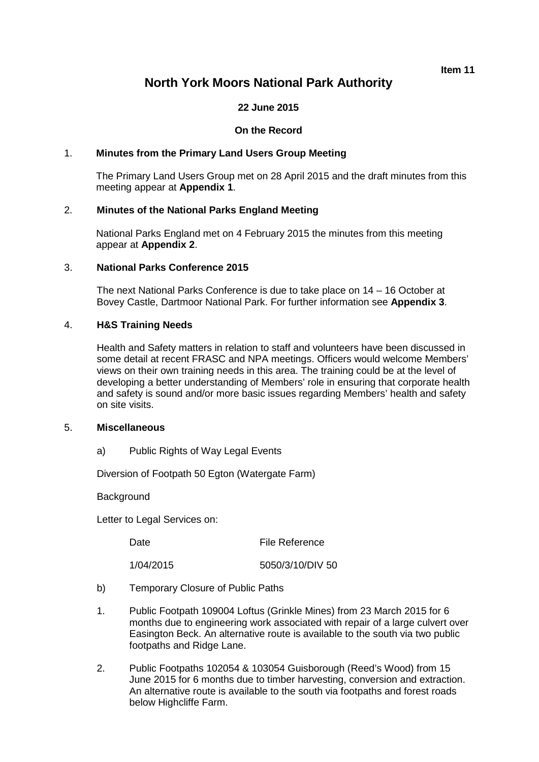**Item 11**

# North York Moors National Park Authority

**22 June 2015**

**On the Record**

## 1. Minutes from the Primary Land Users Group Meeting

The Primary Land Users Group met on 28 April 2015 and the draft minutes from this meeting appear at **Appendix 1**.

## 2. Minutes of the National Parks England Meeting

National Parks England met on 4 February 2015 the minutes from this meeting appear at **Appendix 2**.

## 3. National Parks Conference 2015

The next National Parks Conference is due to take place on 14 – 16 October at Bovey Castle, Dartmoor National Park. For further information see **Appendix 3**.

## 4. H&S Training Needs

Health and Safety matters in relation to staff and volunteers have been discussed in some detail at recent FRASC and NPA meetings. Officers would welcome Members' views on their own training needs in this area. The training could be at the level of developing a better understanding of Members' role in ensuring that corporate health and safety is sound and/or more basic issues regarding Members' health and safety on site visits.

## 5. Miscellaneous

a) Public Rights of Way Legal Events

Diversion of Footpath 50 Egton (Watergate Farm)

Background

Letter to Legal Services on:

| Date | File Reference |
|---|---|
| 1/04/2015 | 5050/3/10/DIV 50 |

b) Temporary Closure of Public Paths

1. Public Footpath 109004 Loftus (Grinkle Mines) from 23 March 2015 for 6 months due to engineering work associated with repair of a large culvert over Easington Beck. An alternative route is available to the south via two public footpaths and Ridge Lane.

2. Public Footpaths 102054 & 103054 Guisborough (Reed's Wood) from 15 June 2015 for 6 months due to timber harvesting, conversion and extraction. An alternative route is available to the south via footpaths and forest roads below Highcliffe Farm.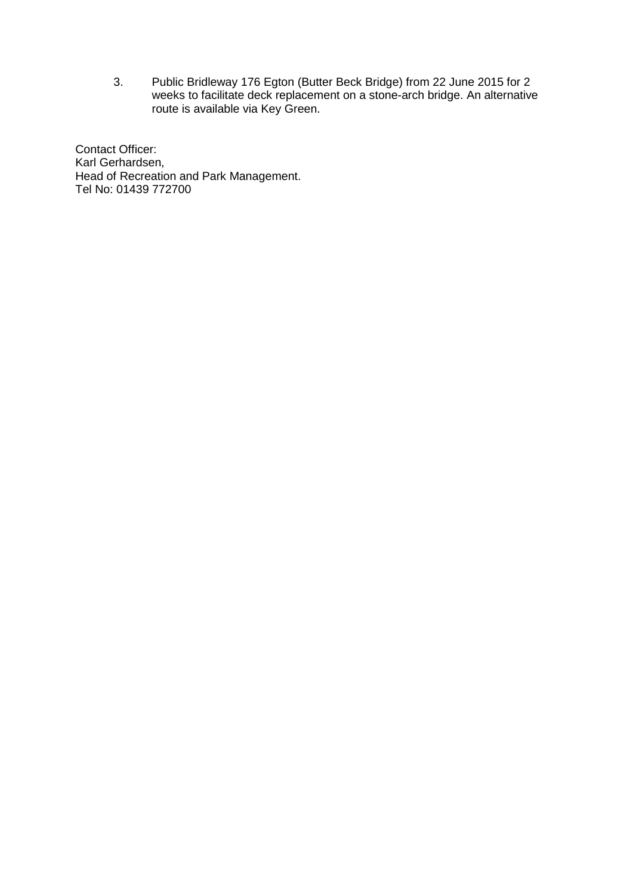3. Public Bridleway 176 Egton (Butter Beck Bridge) from 22 June 2015 for 2 weeks to facilitate deck replacement on a stone-arch bridge. An alternative route is available via Key Green.

Contact Officer:
Karl Gerhardsen,
Head of Recreation and Park Management.
Tel No: 01439 772700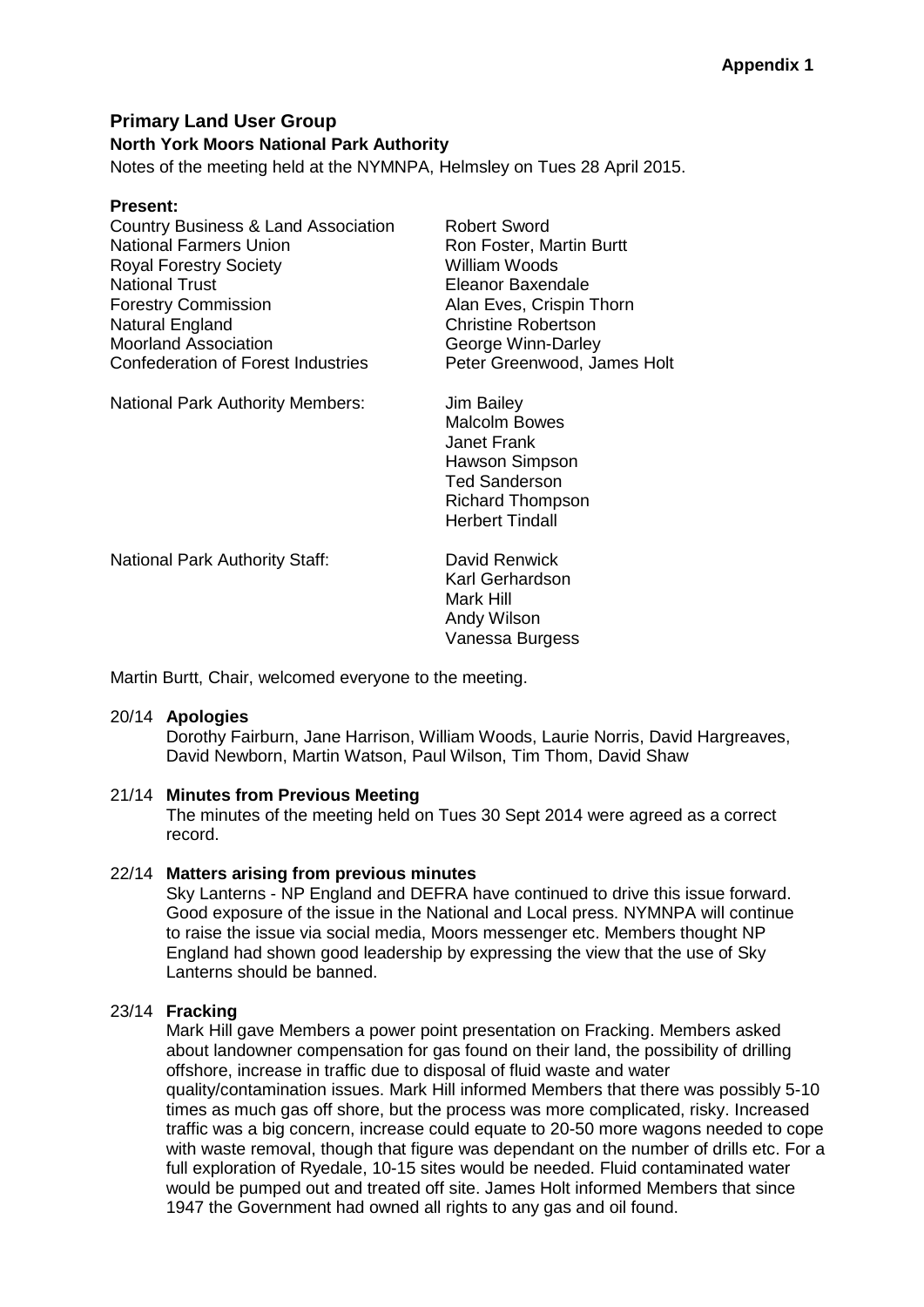**Appendix 1**

## Primary Land User Group

### North York Moors National Park Authority

Notes of the meeting held at the NYMNPA, Helmsley on Tues 28 April 2015.

**Present:**

| | |
|---|---|
| Country Business & Land Association | Robert Sword |
| National Farmers Union | Ron Foster, Martin Burtt |
| Royal Forestry Society | William Woods |
| National Trust | Eleanor Baxendale |
| Forestry Commission | Alan Eves, Crispin Thorn |
| Natural England | Christine Robertson |
| Moorland Association | George Winn-Darley |
| Confederation of Forest Industries | Peter Greenwood, James Holt |
| National Park Authority Members: | Jim Bailey<br>Malcolm Bowes<br>Janet Frank<br>Hawson Simpson<br>Ted Sanderson<br>Richard Thompson<br>Herbert Tindall |
| National Park Authority Staff: | David Renwick<br>Karl Gerhardson<br>Mark Hill<br>Andy Wilson<br>Vanessa Burgess |

Martin Burtt, Chair, welcomed everyone to the meeting.

20/14 **Apologies**

Dorothy Fairburn, Jane Harrison, William Woods, Laurie Norris, David Hargreaves, David Newborn, Martin Watson, Paul Wilson, Tim Thom, David Shaw

21/14 **Minutes from Previous Meeting**

The minutes of the meeting held on Tues 30 Sept 2014 were agreed as a correct record.

22/14 **Matters arising from previous minutes**

Sky Lanterns - NP England and DEFRA have continued to drive this issue forward. Good exposure of the issue in the National and Local press. NYMNPA will continue to raise the issue via social media, Moors messenger etc. Members thought NP England had shown good leadership by expressing the view that the use of Sky Lanterns should be banned.

23/14 **Fracking**

Mark Hill gave Members a power point presentation on Fracking. Members asked about landowner compensation for gas found on their land, the possibility of drilling offshore, increase in traffic due to disposal of fluid waste and water quality/contamination issues. Mark Hill informed Members that there was possibly 5-10 times as much gas off shore, but the process was more complicated, risky. Increased traffic was a big concern, increase could equate to 20-50 more wagons needed to cope with waste removal, though that figure was dependant on the number of drills etc. For a full exploration of Ryedale, 10-15 sites would be needed. Fluid contaminated water would be pumped out and treated off site. James Holt informed Members that since 1947 the Government had owned all rights to any gas and oil found.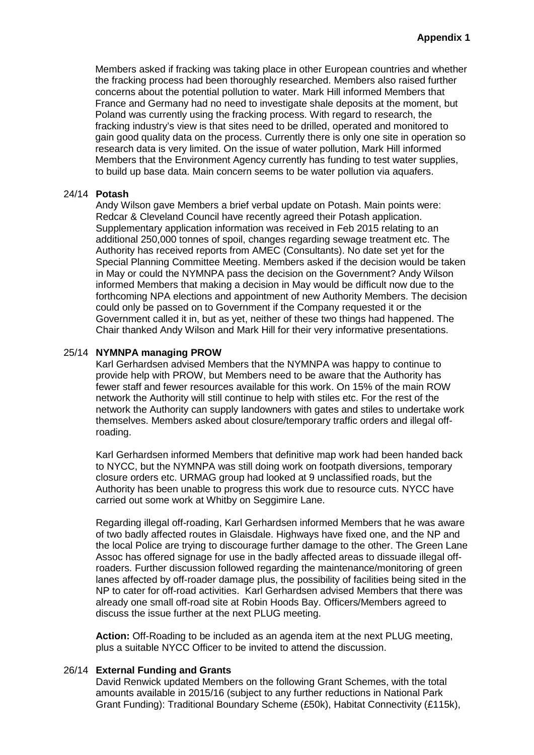**Appendix 1**

Members asked if fracking was taking place in other European countries and whether the fracking process had been thoroughly researched. Members also raised further concerns about the potential pollution to water. Mark Hill informed Members that France and Germany had no need to investigate shale deposits at the moment, but Poland was currently using the fracking process. With regard to research, the fracking industry's view is that sites need to be drilled, operated and monitored to gain good quality data on the process. Currently there is only one site in operation so research data is very limited. On the issue of water pollution, Mark Hill informed Members that the Environment Agency currently has funding to test water supplies, to build up base data. Main concern seems to be water pollution via aquafers.

24/14 **Potash**

Andy Wilson gave Members a brief verbal update on Potash. Main points were: Redcar & Cleveland Council have recently agreed their Potash application. Supplementary application information was received in Feb 2015 relating to an additional 250,000 tonnes of spoil, changes regarding sewage treatment etc. The Authority has received reports from AMEC (Consultants). No date set yet for the Special Planning Committee Meeting. Members asked if the decision would be taken in May or could the NYMNPA pass the decision on the Government? Andy Wilson informed Members that making a decision in May would be difficult now due to the forthcoming NPA elections and appointment of new Authority Members. The decision could only be passed on to Government if the Company requested it or the Government called it in, but as yet, neither of these two things had happened. The Chair thanked Andy Wilson and Mark Hill for their very informative presentations.

25/14 **NYMNPA managing PROW**

Karl Gerhardsen advised Members that the NYMNPA was happy to continue to provide help with PROW, but Members need to be aware that the Authority has fewer staff and fewer resources available for this work. On 15% of the main ROW network the Authority will still continue to help with stiles etc. For the rest of the network the Authority can supply landowners with gates and stiles to undertake work themselves. Members asked about closure/temporary traffic orders and illegal off-roading.

Karl Gerhardsen informed Members that definitive map work had been handed back to NYCC, but the NYMNPA was still doing work on footpath diversions, temporary closure orders etc. URMAG group had looked at 9 unclassified roads, but the Authority has been unable to progress this work due to resource cuts. NYCC have carried out some work at Whitby on Seggimire Lane.

Regarding illegal off-roading, Karl Gerhardsen informed Members that he was aware of two badly affected routes in Glaisdale. Highways have fixed one, and the NP and the local Police are trying to discourage further damage to the other. The Green Lane Assoc has offered signage for use in the badly affected areas to dissuade illegal off-roaders. Further discussion followed regarding the maintenance/monitoring of green lanes affected by off-roader damage plus, the possibility of facilities being sited in the NP to cater for off-road activities. Karl Gerhardsen advised Members that there was already one small off-road site at Robin Hoods Bay. Officers/Members agreed to discuss the issue further at the next PLUG meeting.

**Action:** Off-Roading to be included as an agenda item at the next PLUG meeting, plus a suitable NYCC Officer to be invited to attend the discussion.

26/14 **External Funding and Grants**

David Renwick updated Members on the following Grant Schemes, with the total amounts available in 2015/16 (subject to any further reductions in National Park Grant Funding): Traditional Boundary Scheme (£50k), Habitat Connectivity (£115k),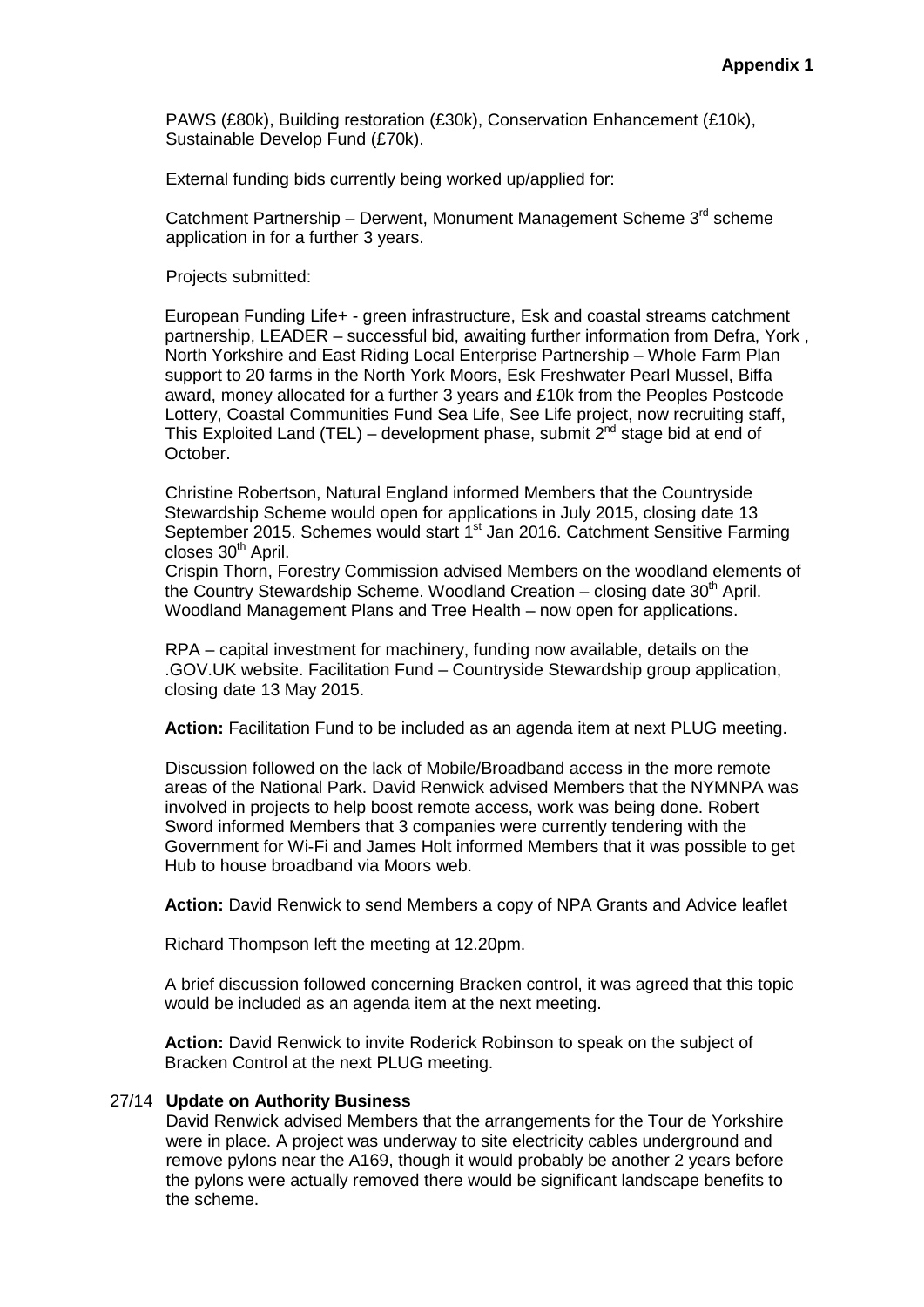**Appendix 1**

PAWS (£80k), Building restoration (£30k), Conservation Enhancement (£10k), Sustainable Develop Fund (£70k).

External funding bids currently being worked up/applied for:

Catchment Partnership – Derwent, Monument Management Scheme 3rd scheme application in for a further 3 years.

Projects submitted:

European Funding Life+ - green infrastructure, Esk and coastal streams catchment partnership, LEADER – successful bid, awaiting further information from Defra, York , North Yorkshire and East Riding Local Enterprise Partnership – Whole Farm Plan support to 20 farms in the North York Moors, Esk Freshwater Pearl Mussel, Biffa award, money allocated for a further 3 years and £10k from the Peoples Postcode Lottery, Coastal Communities Fund Sea Life, See Life project, now recruiting staff, This Exploited Land (TEL) – development phase, submit 2nd stage bid at end of October.

Christine Robertson, Natural England informed Members that the Countryside Stewardship Scheme would open for applications in July 2015, closing date 13 September 2015. Schemes would start 1st Jan 2016. Catchment Sensitive Farming closes 30th April.

Crispin Thorn, Forestry Commission advised Members on the woodland elements of the Country Stewardship Scheme. Woodland Creation – closing date 30th April. Woodland Management Plans and Tree Health – now open for applications.

RPA – capital investment for machinery, funding now available, details on the .GOV.UK website. Facilitation Fund – Countryside Stewardship group application, closing date 13 May 2015.

**Action:** Facilitation Fund to be included as an agenda item at next PLUG meeting.

Discussion followed on the lack of Mobile/Broadband access in the more remote areas of the National Park. David Renwick advised Members that the NYMNPA was involved in projects to help boost remote access, work was being done. Robert Sword informed Members that 3 companies were currently tendering with the Government for Wi-Fi and James Holt informed Members that it was possible to get Hub to house broadband via Moors web.

**Action:** David Renwick to send Members a copy of NPA Grants and Advice leaflet

Richard Thompson left the meeting at 12.20pm.

A brief discussion followed concerning Bracken control, it was agreed that this topic would be included as an agenda item at the next meeting.

**Action:** David Renwick to invite Roderick Robinson to speak on the subject of Bracken Control at the next PLUG meeting.

27/14 **Update on Authority Business**

David Renwick advised Members that the arrangements for the Tour de Yorkshire were in place. A project was underway to site electricity cables underground and remove pylons near the A169, though it would probably be another 2 years before the pylons were actually removed there would be significant landscape benefits to the scheme.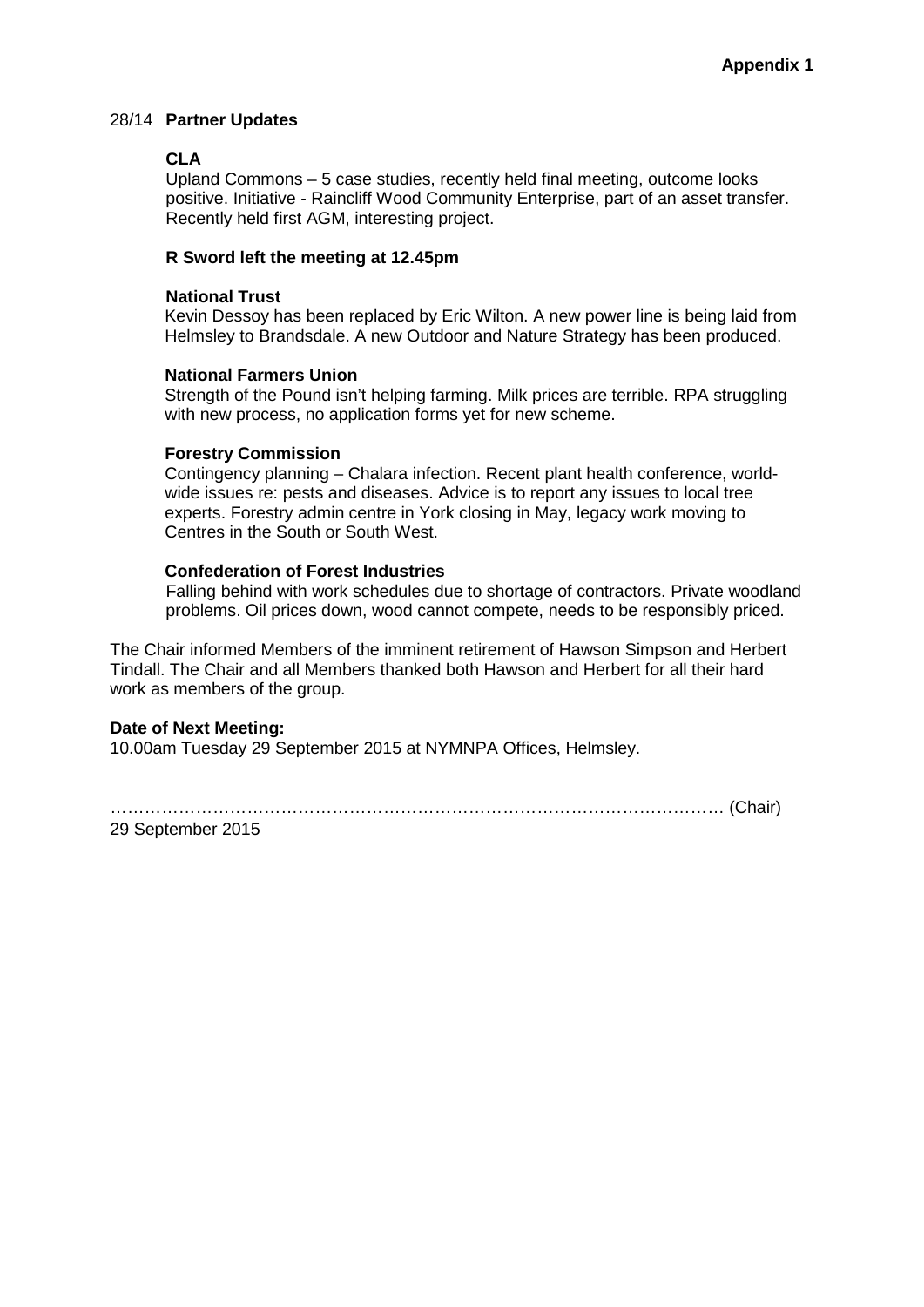**Appendix 1**

28/14 **Partner Updates**

**CLA**

Upland Commons – 5 case studies, recently held final meeting, outcome looks positive. Initiative - Raincliff Wood Community Enterprise, part of an asset transfer. Recently held first AGM, interesting project.

**R Sword left the meeting at 12.45pm**

**National Trust**

Kevin Dessoy has been replaced by Eric Wilton. A new power line is being laid from Helmsley to Brandsdale. A new Outdoor and Nature Strategy has been produced.

**National Farmers Union**

Strength of the Pound isn't helping farming. Milk prices are terrible. RPA struggling with new process, no application forms yet for new scheme.

**Forestry Commission**

Contingency planning – Chalara infection. Recent plant health conference, world-wide issues re: pests and diseases. Advice is to report any issues to local tree experts. Forestry admin centre in York closing in May, legacy work moving to Centres in the South or South West.

**Confederation of Forest Industries**

Falling behind with work schedules due to shortage of contractors. Private woodland problems. Oil prices down, wood cannot compete, needs to be responsibly priced.

The Chair informed Members of the imminent retirement of Hawson Simpson and Herbert Tindall. The Chair and all Members thanked both Hawson and Herbert for all their hard work as members of the group.

**Date of Next Meeting:**

10.00am Tuesday 29 September 2015 at NYMNPA Offices, Helmsley.

………………………………………………………………………………………… (Chair)

29 September 2015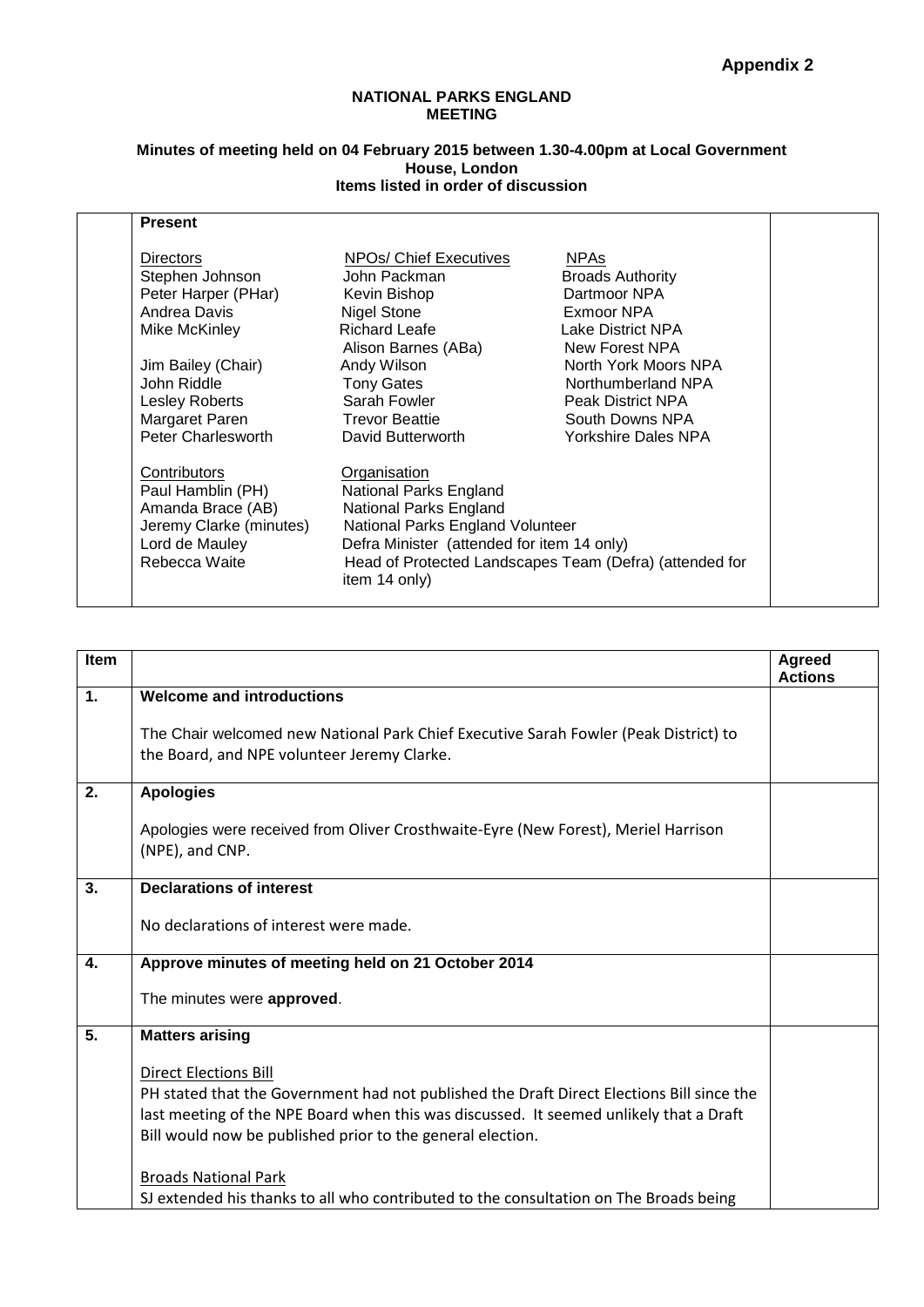**Appendix 2**

**NATIONAL PARKS ENGLAND MEETING**

**Minutes of meeting held on 04 February 2015 between 1.30-4.00pm at Local Government House, London**
**Items listed in order of discussion**

**Present**

| Directors | NPOs/ Chief Executives | NPAs |
|---|---|---|
| Stephen Johnson | John Packman | Broads Authority |
| Peter Harper (PHar) | Kevin Bishop | Dartmoor NPA |
| Andrea Davis | Nigel Stone | Exmoor NPA |
| Mike McKinley | Richard Leafe | Lake District NPA |
| | Alison Barnes (ABa) | New Forest NPA |
| Jim Bailey (Chair) | Andy Wilson | North York Moors NPA |
| John Riddle | Tony Gates | Northumberland NPA |
| Lesley Roberts | Sarah Fowler | Peak District NPA |
| Margaret Paren | Trevor Beattie | South Downs NPA |
| Peter Charlesworth | David Butterworth | Yorkshire Dales NPA |

| Contributors | Organisation |
|---|---|
| Paul Hamblin (PH) | National Parks England |
| Amanda Brace (AB) | National Parks England |
| Jeremy Clarke (minutes) | National Parks England Volunteer |
| Lord de Mauley | Defra Minister (attended for item 14 only) |
| Rebecca Waite | Head of Protected Landscapes Team (Defra) (attended for item 14 only) |

| Item | | Agreed Actions |
|---|---|---|
| **1.** | **Welcome and introductions**<br><br>The Chair welcomed new National Park Chief Executive Sarah Fowler (Peak District) to the Board, and NPE volunteer Jeremy Clarke. | |
| **2.** | **Apologies**<br><br>Apologies were received from Oliver Crosthwaite-Eyre (New Forest), Meriel Harrison (NPE), and CNP. | |
| **3.** | **Declarations of interest**<br><br>No declarations of interest were made. | |
| **4.** | **Approve minutes of meeting held on 21 October 2014**<br><br>The minutes were **approved**. | |
| **5.** | **Matters arising**<br><br>Direct Elections Bill<br>PH stated that the Government had not published the Draft Direct Elections Bill since the last meeting of the NPE Board when this was discussed. It seemed unlikely that a Draft Bill would now be published prior to the general election.<br><br>Broads National Park<br>SJ extended his thanks to all who contributed to the consultation on The Broads being | |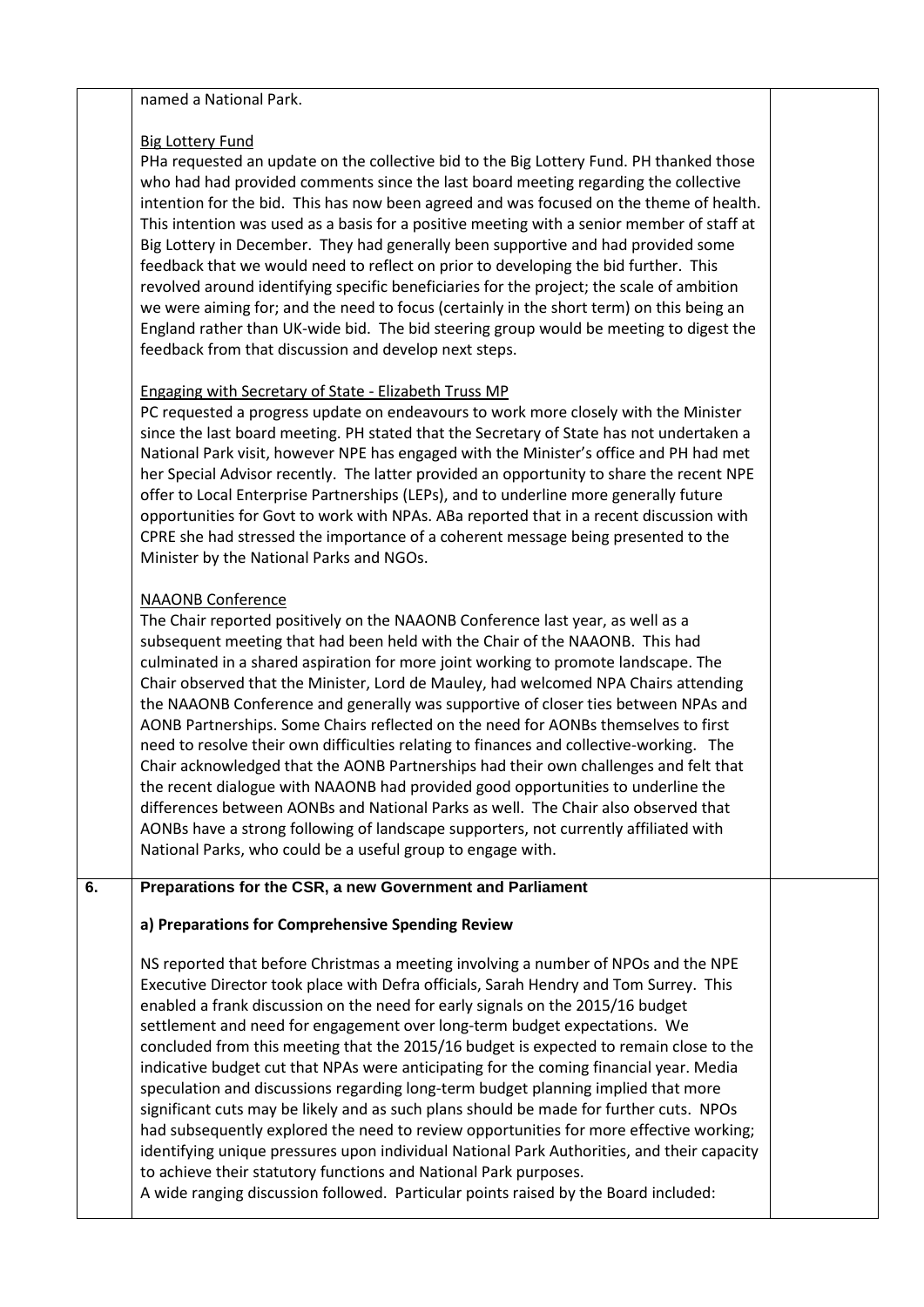named a National Park.

Big Lottery Fund

PHa requested an update on the collective bid to the Big Lottery Fund. PH thanked those who had had provided comments since the last board meeting regarding the collective intention for the bid. This has now been agreed and was focused on the theme of health. This intention was used as a basis for a positive meeting with a senior member of staff at Big Lottery in December. They had generally been supportive and had provided some feedback that we would need to reflect on prior to developing the bid further. This revolved around identifying specific beneficiaries for the project; the scale of ambition we were aiming for; and the need to focus (certainly in the short term) on this being an England rather than UK-wide bid. The bid steering group would be meeting to digest the feedback from that discussion and develop next steps.

Engaging with Secretary of State - Elizabeth Truss MP

PC requested a progress update on endeavours to work more closely with the Minister since the last board meeting. PH stated that the Secretary of State has not undertaken a National Park visit, however NPE has engaged with the Minister's office and PH had met her Special Advisor recently. The latter provided an opportunity to share the recent NPE offer to Local Enterprise Partnerships (LEPs), and to underline more generally future opportunities for Govt to work with NPAs. ABa reported that in a recent discussion with CPRE she had stressed the importance of a coherent message being presented to the Minister by the National Parks and NGOs.

NAAONB Conference

The Chair reported positively on the NAAONB Conference last year, as well as a subsequent meeting that had been held with the Chair of the NAAONB. This had culminated in a shared aspiration for more joint working to promote landscape. The Chair observed that the Minister, Lord de Mauley, had welcomed NPA Chairs attending the NAAONB Conference and generally was supportive of closer ties between NPAs and AONB Partnerships. Some Chairs reflected on the need for AONBs themselves to first need to resolve their own difficulties relating to finances and collective-working. The Chair acknowledged that the AONB Partnerships had their own challenges and felt that the recent dialogue with NAAONB had provided good opportunities to underline the differences between AONBs and National Parks as well. The Chair also observed that AONBs have a strong following of landscape supporters, not currently affiliated with National Parks, who could be a useful group to engage with.

## 6. Preparations for the CSR, a new Government and Parliament

### a) Preparations for Comprehensive Spending Review

NS reported that before Christmas a meeting involving a number of NPOs and the NPE Executive Director took place with Defra officials, Sarah Hendry and Tom Surrey. This enabled a frank discussion on the need for early signals on the 2015/16 budget settlement and need for engagement over long-term budget expectations. We concluded from this meeting that the 2015/16 budget is expected to remain close to the indicative budget cut that NPAs were anticipating for the coming financial year. Media speculation and discussions regarding long-term budget planning implied that more significant cuts may be likely and as such plans should be made for further cuts. NPOs had subsequently explored the need to review opportunities for more effective working; identifying unique pressures upon individual National Park Authorities, and their capacity to achieve their statutory functions and National Park purposes.

A wide ranging discussion followed. Particular points raised by the Board included: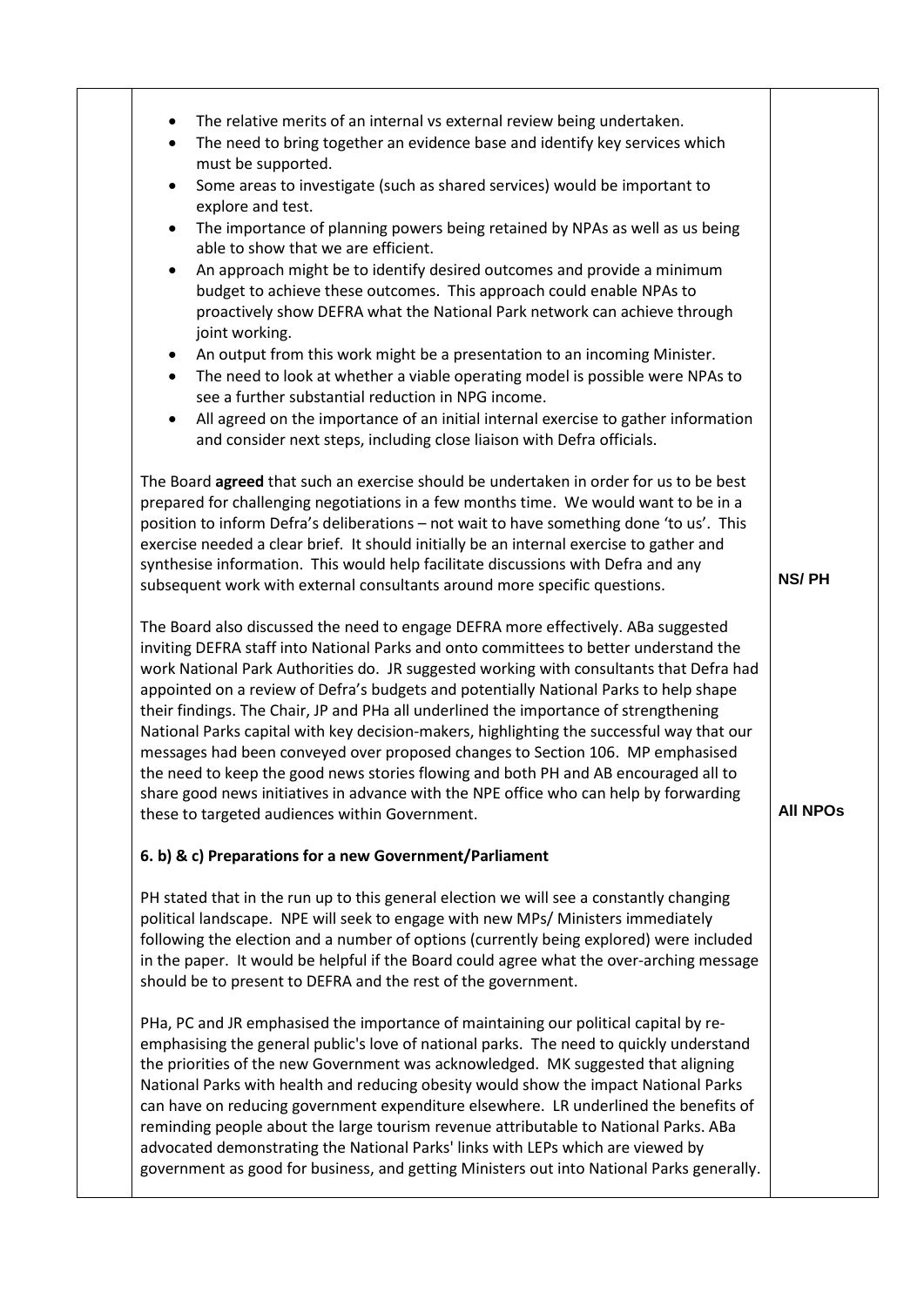| | | |
|---|---|---|
| | • The relative merits of an internal vs external review being undertaken.<br>• The need to bring together an evidence base and identify key services which must be supported.<br>• Some areas to investigate (such as shared services) would be important to explore and test.<br>• The importance of planning powers being retained by NPAs as well as us being able to show that we are efficient.<br>• An approach might be to identify desired outcomes and provide a minimum budget to achieve these outcomes. This approach could enable NPAs to proactively show DEFRA what the National Park network can achieve through joint working.<br>• An output from this work might be a presentation to an incoming Minister.<br>• The need to look at whether a viable operating model is possible were NPAs to see a further substantial reduction in NPG income.<br>• All agreed on the importance of an initial internal exercise to gather information and consider next steps, including close liaison with Defra officials.<br><br>The Board **agreed** that such an exercise should be undertaken in order for us to be best prepared for challenging negotiations in a few months time. We would want to be in a position to inform Defra's deliberations – not wait to have something done 'to us'. This exercise needed a clear brief. It should initially be an internal exercise to gather and synthesise information. This would help facilitate discussions with Defra and any subsequent work with external consultants around more specific questions. | **NS/ PH** |
| | The Board also discussed the need to engage DEFRA more effectively. ABa suggested inviting DEFRA staff into National Parks and onto committees to better understand the work National Park Authorities do. JR suggested working with consultants that Defra had appointed on a review of Defra's budgets and potentially National Parks to help shape their findings. The Chair, JP and PHa all underlined the importance of strengthening National Parks capital with key decision-makers, highlighting the successful way that our messages had been conveyed over proposed changes to Section 106. MP emphasised the need to keep the good news stories flowing and both PH and AB encouraged all to share good news initiatives in advance with the NPE office who can help by forwarding these to targeted audiences within Government. | **All NPOs** |
| | **6. b) & c) Preparations for a new Government/Parliament**<br><br>PH stated that in the run up to this general election we will see a constantly changing political landscape. NPE will seek to engage with new MPs/ Ministers immediately following the election and a number of options (currently being explored) were included in the paper. It would be helpful if the Board could agree what the over-arching message should be to present to DEFRA and the rest of the government.<br><br>PHa, PC and JR emphasised the importance of maintaining our political capital by re-emphasising the general public's love of national parks. The need to quickly understand the priorities of the new Government was acknowledged. MK suggested that aligning National Parks with health and reducing obesity would show the impact National Parks can have on reducing government expenditure elsewhere. LR underlined the benefits of reminding people about the large tourism revenue attributable to National Parks. ABa advocated demonstrating the National Parks' links with LEPs which are viewed by government as good for business, and getting Ministers out into National Parks generally. | |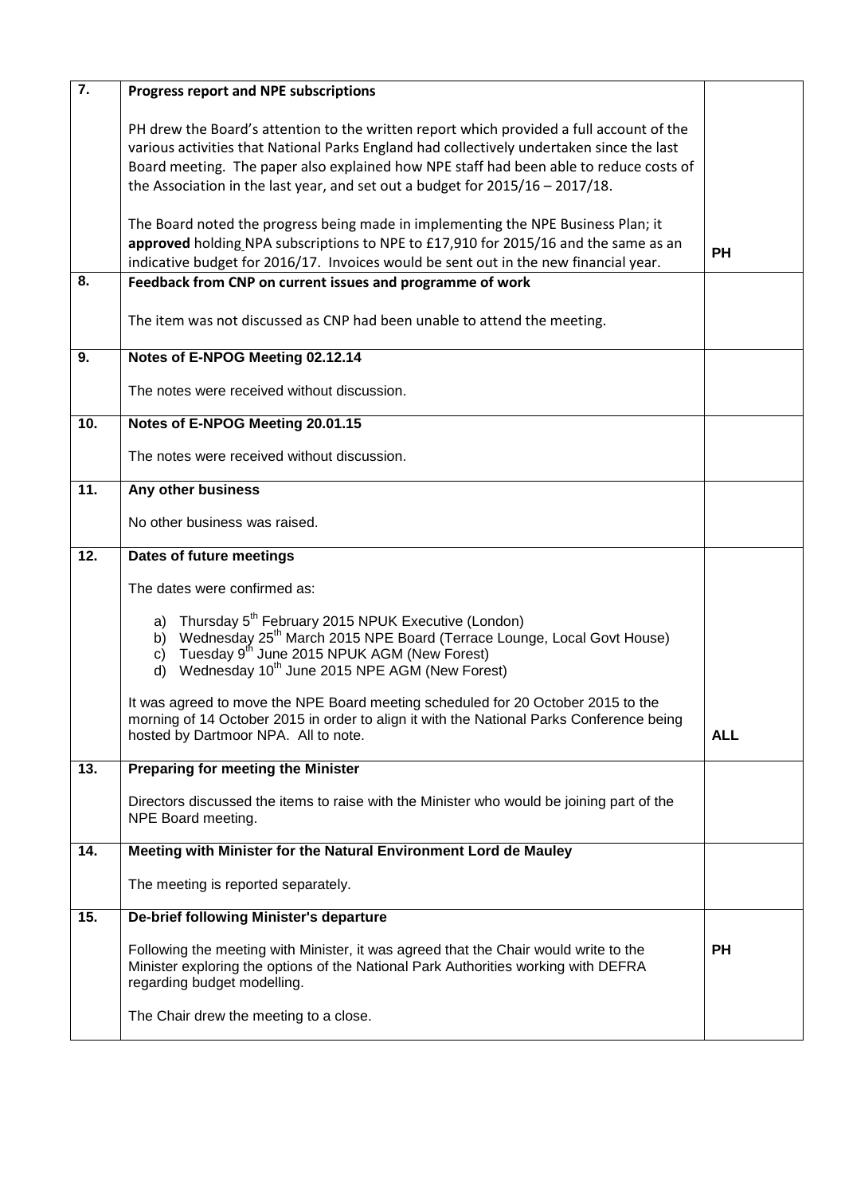| | | |
|---|---|---|
| 7. | **Progress report and NPE subscriptions**<br><br>PH drew the Board's attention to the written report which provided a full account of the various activities that National Parks England had collectively undertaken since the last Board meeting. The paper also explained how NPE staff had been able to reduce costs of the Association in the last year, and set out a budget for 2015/16 – 2017/18.<br><br>The Board noted the progress being made in implementing the NPE Business Plan; it **approved** holding NPA subscriptions to NPE to £17,910 for 2015/16 and the same as an indicative budget for 2016/17. Invoices would be sent out in the new financial year. | **PH** |
| 8. | **Feedback from CNP on current issues and programme of work**<br><br>The item was not discussed as CNP had been unable to attend the meeting. | |
| 9. | **Notes of E-NPOG Meeting 02.12.14**<br><br>The notes were received without discussion. | |
| 10. | **Notes of E-NPOG Meeting 20.01.15**<br><br>The notes were received without discussion. | |
| 11. | **Any other business**<br><br>No other business was raised. | |
| 12. | **Dates of future meetings**<br><br>The dates were confirmed as:<br><br>a) Thursday 5th February 2015 NPUK Executive (London)<br>b) Wednesday 25th March 2015 NPE Board (Terrace Lounge, Local Govt House)<br>c) Tuesday 9th June 2015 NPUK AGM (New Forest)<br>d) Wednesday 10th June 2015 NPE AGM (New Forest)<br><br>It was agreed to move the NPE Board meeting scheduled for 20 October 2015 to the morning of 14 October 2015 in order to align it with the National Parks Conference being hosted by Dartmoor NPA. All to note. | **ALL** |
| 13. | **Preparing for meeting the Minister**<br><br>Directors discussed the items to raise with the Minister who would be joining part of the NPE Board meeting. | |
| 14. | **Meeting with Minister for the Natural Environment Lord de Mauley**<br><br>The meeting is reported separately. | |
| 15. | **De-brief following Minister's departure**<br><br>Following the meeting with Minister, it was agreed that the Chair would write to the Minister exploring the options of the National Park Authorities working with DEFRA regarding budget modelling.<br><br>The Chair drew the meeting to a close. | **PH** |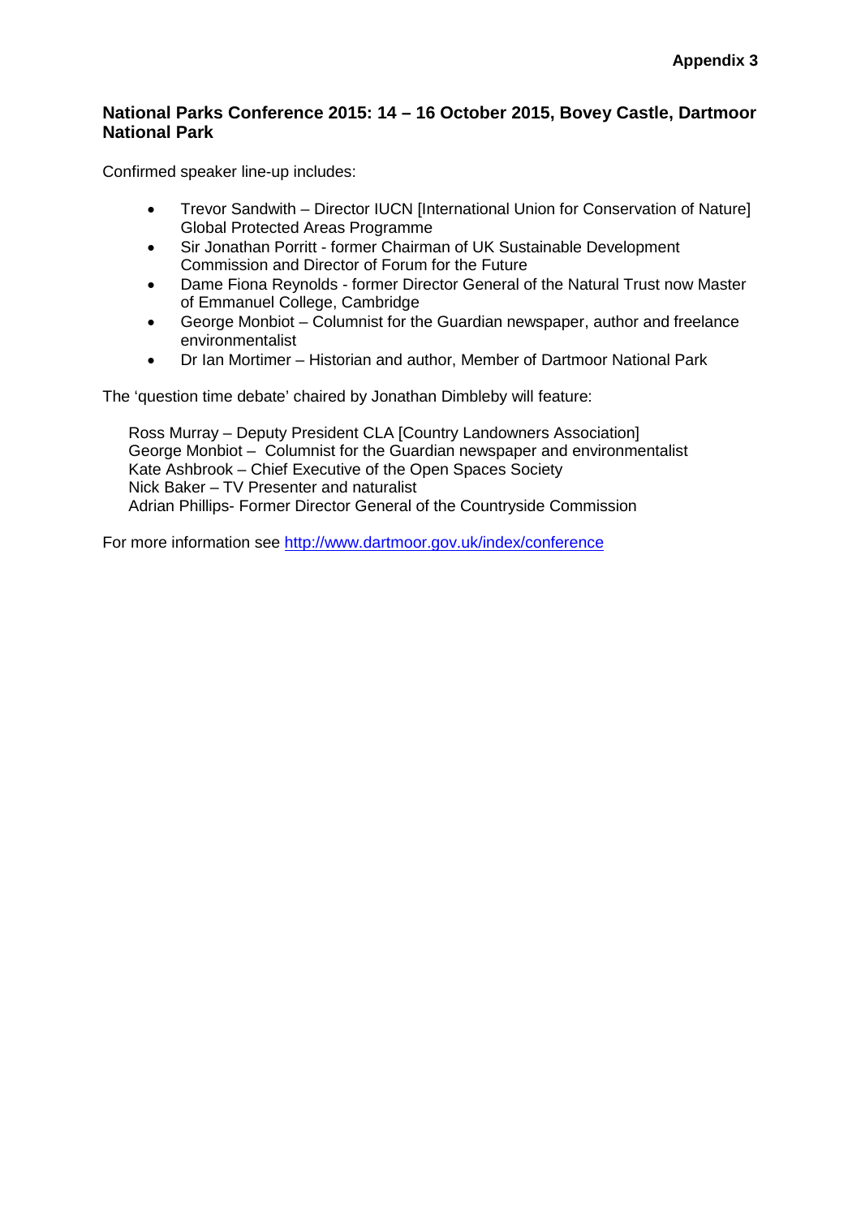**Appendix 3**

## National Parks Conference 2015: 14 – 16 October 2015, Bovey Castle, Dartmoor National Park

Confirmed speaker line-up includes:

- Trevor Sandwith – Director IUCN [International Union for Conservation of Nature] Global Protected Areas Programme
- Sir Jonathan Porritt - former Chairman of UK Sustainable Development Commission and Director of Forum for the Future
- Dame Fiona Reynolds - former Director General of the Natural Trust now Master of Emmanuel College, Cambridge
- George Monbiot – Columnist for the Guardian newspaper, author and freelance environmentalist
- Dr Ian Mortimer – Historian and author, Member of Dartmoor National Park

The 'question time debate' chaired by Jonathan Dimbleby will feature:

Ross Murray – Deputy President CLA [Country Landowners Association]
George Monbiot – Columnist for the Guardian newspaper and environmentalist
Kate Ashbrook – Chief Executive of the Open Spaces Society
Nick Baker – TV Presenter and naturalist
Adrian Phillips- Former Director General of the Countryside Commission

For more information see http://www.dartmoor.gov.uk/index/conference